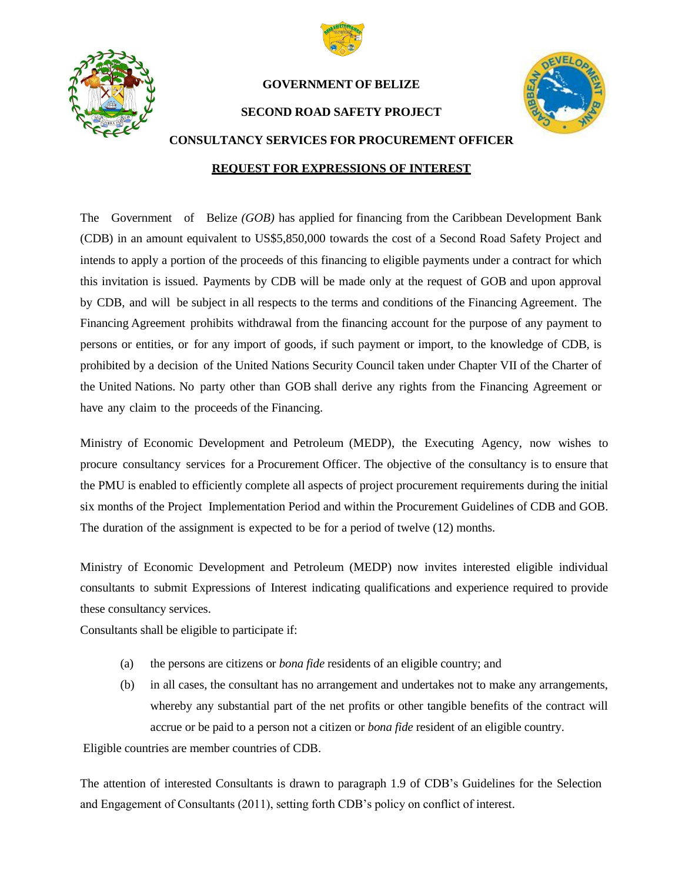**GOVERNMENT OF BELIZE**

**SECOND ROAD SAFETY PROJECT**

**CONSULTANCY SERVICES FOR PROCUREMENT OFFICER**

**REQUEST FOR EXPRESSIONS OF INTEREST**

The Government of Belize *(GOB)* has applied for financing from the Caribbean Development Bank (CDB) in an amount equivalent to US$5,850,000 towards the cost of a Second Road Safety Project and intends to apply a portion of the proceeds of this financing to eligible payments under a contract for which this invitation is issued. Payments by CDB will be made only at the request of GOB and upon approval by CDB, and will be subject in all respects to the terms and conditions of the Financing Agreement. The Financing Agreement prohibits withdrawal from the financing account for the purpose of any payment to persons or entities, or for any import of goods, if such payment or import, to the knowledge of CDB, is prohibited by a decision of the United Nations Security Council taken under Chapter VII of the Charter of the United Nations. No party other than GOB shall derive any rights from the Financing Agreement or have any claim to the proceeds of the Financing.

Ministry of Economic Development and Petroleum (MEDP), the Executing Agency, now wishes to procure consultancy services for a Procurement Officer. The objective of the consultancy is to ensure that the PMU is enabled to efficiently complete all aspects of project procurement requirements during the initial six months of the Project Implementation Period and within the Procurement Guidelines of CDB and GOB. The duration of the assignment is expected to be for a period of twelve (12) months.

Ministry of Economic Development and Petroleum (MEDP) now invites interested eligible individual consultants to submit Expressions of Interest indicating qualifications and experience required to provide these consultancy services.

Consultants shall be eligible to participate if:

(a) the persons are citizens or *bona fide* residents of an eligible country; and

(b) in all cases, the consultant has no arrangement and undertakes not to make any arrangements, whereby any substantial part of the net profits or other tangible benefits of the contract will accrue or be paid to a person not a citizen or *bona fide* resident of an eligible country.

Eligible countries are member countries of CDB.

The attention of interested Consultants is drawn to paragraph 1.9 of CDB's Guidelines for the Selection and Engagement of Consultants (2011), setting forth CDB's policy on conflict of interest.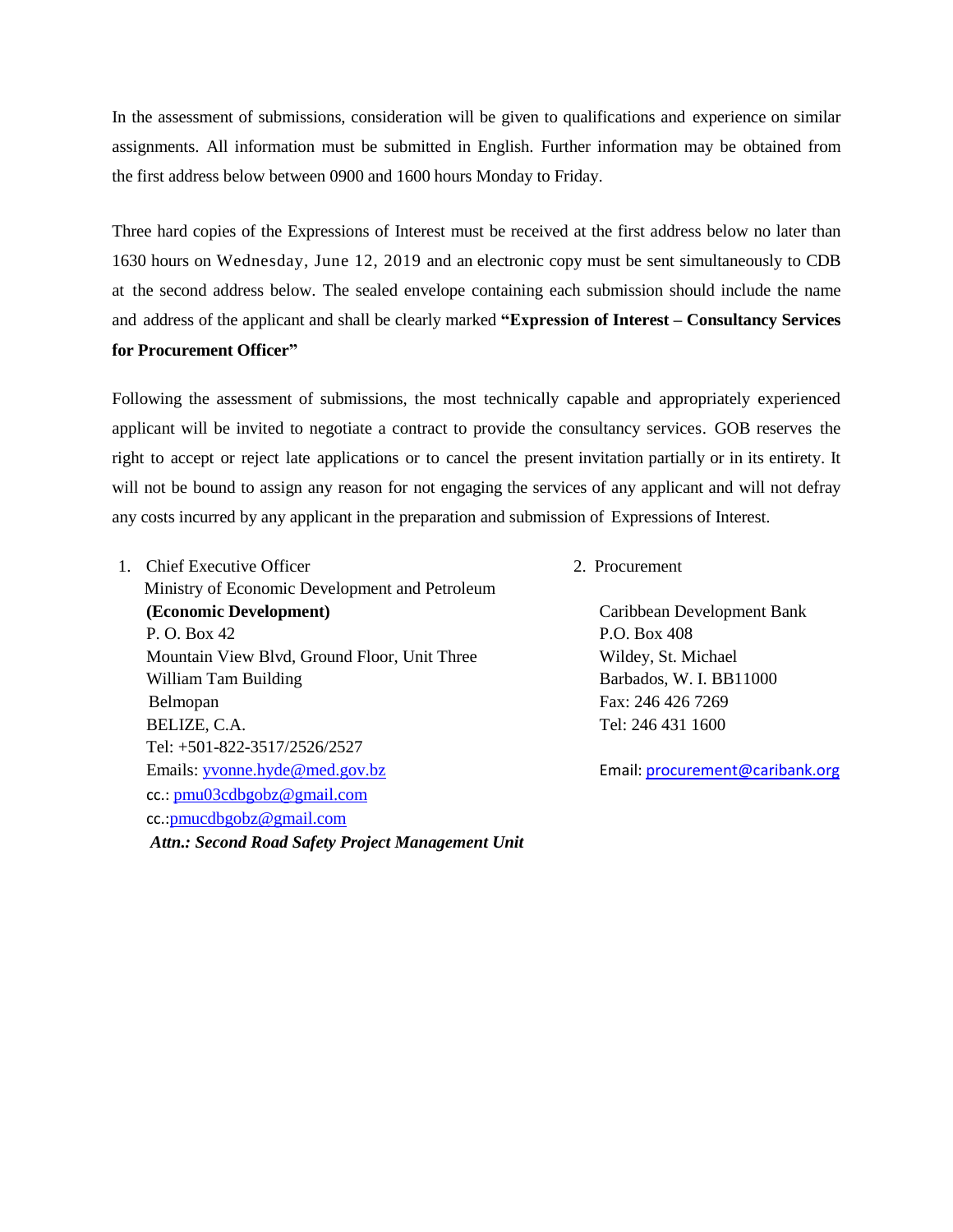In the assessment of submissions, consideration will be given to qualifications and experience on similar assignments. All information must be submitted in English. Further information may be obtained from the first address below between 0900 and 1600 hours Monday to Friday.

Three hard copies of the Expressions of Interest must be received at the first address below no later than 1630 hours on Wednesday, June 12, 2019 and an electronic copy must be sent simultaneously to CDB at the second address below. The sealed envelope containing each submission should include the name and address of the applicant and shall be clearly marked **"Expression of Interest – Consultancy Services for Procurement Officer"**

Following the assessment of submissions, the most technically capable and appropriately experienced applicant will be invited to negotiate a contract to provide the consultancy services. GOB reserves the right to accept or reject late applications or to cancel the present invitation partially or in its entirety. It will not be bound to assign any reason for not engaging the services of any applicant and will not defray any costs incurred by any applicant in the preparation and submission of Expressions of Interest.

1. Chief Executive Officer
   Ministry of Economic Development and Petroleum
   **(Economic Development)**
   P. O. Box 42
   Mountain View Blvd, Ground Floor, Unit Three
   William Tam Building
   Belmopan
   BELIZE, C.A.
   Tel: +501-822-3517/2526/2527
   Emails: yvonne.hyde@med.gov.bz
   cc.: pmu03cdbgobz@gmail.com
   cc.:pmucdbgobz@gmail.com
   ***Attn.: Second Road Safety Project Management Unit***

2. Procurement

   Caribbean Development Bank
   P.O. Box 408
   Wildey, St. Michael
   Barbados, W. I. BB11000
   Fax: 246 426 7269
   Tel: 246 431 1600

   Email: procurement@caribank.org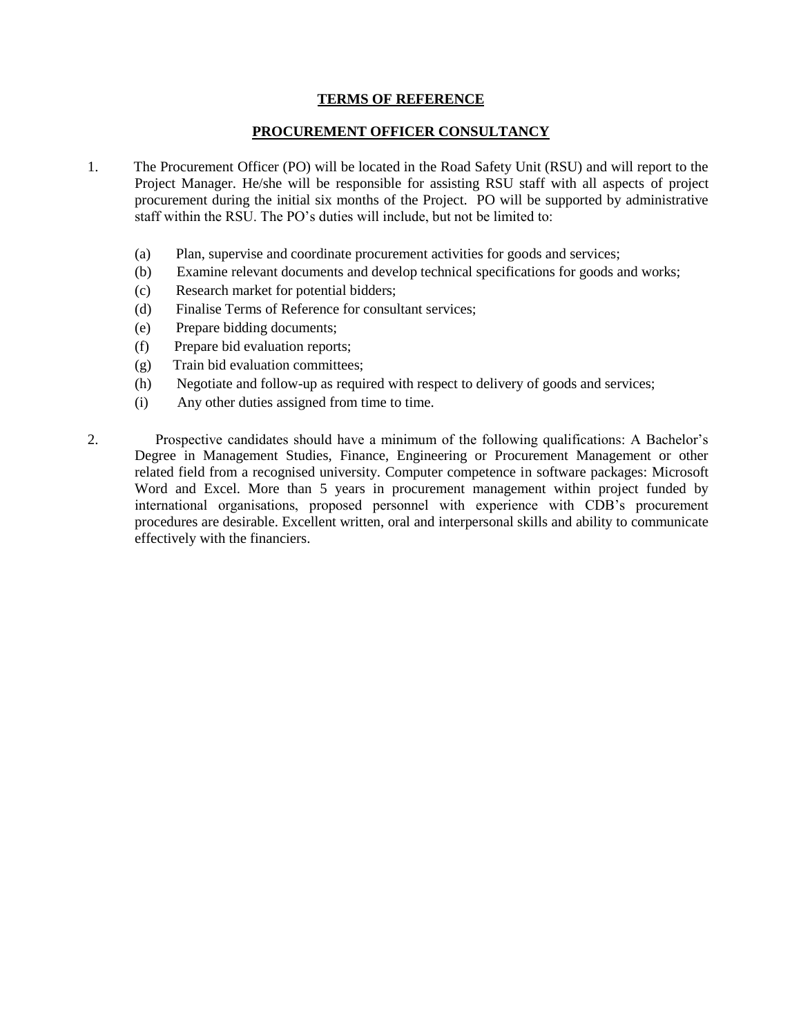**TERMS OF REFERENCE**

**PROCUREMENT OFFICER CONSULTANCY**

1. The Procurement Officer (PO) will be located in the Road Safety Unit (RSU) and will report to the Project Manager. He/she will be responsible for assisting RSU staff with all aspects of project procurement during the initial six months of the Project. PO will be supported by administrative staff within the RSU. The PO's duties will include, but not be limited to:

   (a) Plan, supervise and coordinate procurement activities for goods and services;
   (b) Examine relevant documents and develop technical specifications for goods and works;
   (c) Research market for potential bidders;
   (d) Finalise Terms of Reference for consultant services;
   (e) Prepare bidding documents;
   (f) Prepare bid evaluation reports;
   (g) Train bid evaluation committees;
   (h) Negotiate and follow-up as required with respect to delivery of goods and services;
   (i) Any other duties assigned from time to time.

2. Prospective candidates should have a minimum of the following qualifications: A Bachelor's Degree in Management Studies, Finance, Engineering or Procurement Management or other related field from a recognised university. Computer competence in software packages: Microsoft Word and Excel. More than 5 years in procurement management within project funded by international organisations, proposed personnel with experience with CDB's procurement procedures are desirable. Excellent written, oral and interpersonal skills and ability to communicate effectively with the financiers.